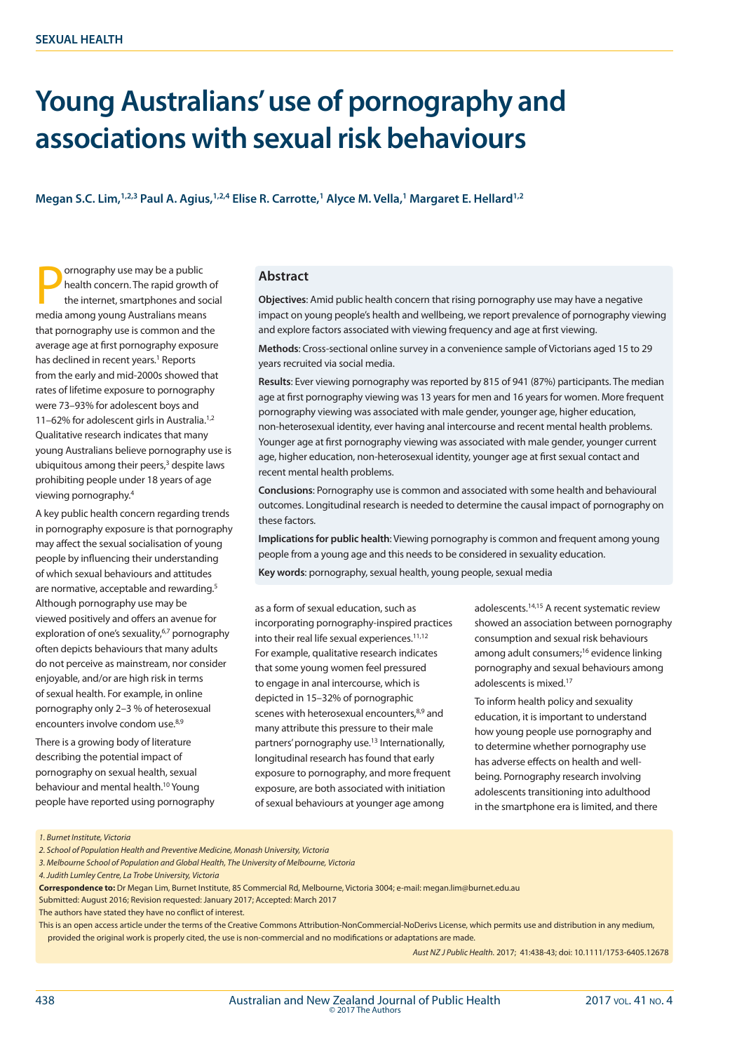SEXUAL HEALTH

# Young Australians' use of pornography and associations with sexual risk behaviours

**Megan S.C. Lim,[1,2,3] Paul A. Agius,[1,2,4] Elise R. Carrotte,[1] Alyce M. Vella,[1] Margaret E. Hellard[1,2]**

## Abstract

**Objectives**: Amid public health concern that rising pornography use may have a negative impact on young people's health and wellbeing, we report prevalence of pornography viewing and explore factors associated with viewing frequency and age at first viewing.

**Methods**: Cross-sectional online survey in a convenience sample of Victorians aged 15 to 29 years recruited via social media.

**Results**: Ever viewing pornography was reported by 815 of 941 (87%) participants. The median age at first pornography viewing was 13 years for men and 16 years for women. More frequent pornography viewing was associated with male gender, younger age, higher education, non-heterosexual identity, ever having anal intercourse and recent mental health problems. Younger age at first pornography viewing was associated with male gender, younger current age, higher education, non-heterosexual identity, younger age at first sexual contact and recent mental health problems.

**Conclusions**: Pornography use is common and associated with some health and behavioural outcomes. Longitudinal research is needed to determine the causal impact of pornography on these factors.

**Implications for public health**: Viewing pornography is common and frequent among young people from a young age and this needs to be considered in sexuality education.

**Key words**: pornography, sexual health, young people, sexual media

Pornography use may be a public health concern. The rapid growth of the internet, smartphones and social media among young Australians means that pornography use is common and the average age at first pornography exposure has declined in recent years.[1] Reports from the early and mid-2000s showed that rates of lifetime exposure to pornography were 73–93% for adolescent boys and 11–62% for adolescent girls in Australia.[1,2] Qualitative research indicates that many young Australians believe pornography use is ubiquitous among their peers,[3] despite laws prohibiting people under 18 years of age viewing pornography.[4]

A key public health concern regarding trends in pornography exposure is that pornography may affect the sexual socialisation of young people by influencing their understanding of which sexual behaviours and attitudes are normative, acceptable and rewarding.[5] Although pornography use may be viewed positively and offers an avenue for exploration of one's sexuality,[6,7] pornography often depicts behaviours that many adults do not perceive as mainstream, nor consider enjoyable, and/or are high risk in terms of sexual health. For example, in online pornography only 2–3 % of heterosexual encounters involve condom use.[8,9]

There is a growing body of literature describing the potential impact of pornography on sexual health, sexual behaviour and mental health.[10] Young people have reported using pornography as a form of sexual education, such as incorporating pornography-inspired practices into their real life sexual experiences.[11,12] For example, qualitative research indicates that some young women feel pressured to engage in anal intercourse, which is depicted in 15–32% of pornographic scenes with heterosexual encounters,[8,9] and many attribute this pressure to their male partners' pornography use.[13] Internationally, longitudinal research has found that early exposure to pornography, and more frequent exposure, are both associated with initiation of sexual behaviours at younger age among adolescents.[14,15] A recent systematic review showed an association between pornography consumption and sexual risk behaviours among adult consumers;[16] evidence linking pornography and sexual behaviours among adolescents is mixed.[17]

To inform health policy and sexuality education, it is important to understand how young people use pornography and to determine whether pornography use has adverse effects on health and well-being. Pornography research involving adolescents transitioning into adulthood in the smartphone era is limited, and there

*1. Burnet Institute, Victoria*
*2. School of Population Health and Preventive Medicine, Monash University, Victoria*
*3. Melbourne School of Population and Global Health, The University of Melbourne, Victoria*
*4. Judith Lumley Centre, La Trobe University, Victoria*

**Correspondence to:** Dr Megan Lim, Burnet Institute, 85 Commercial Rd, Melbourne, Victoria 3004; e-mail: megan.lim@burnet.edu.au

Submitted: August 2016; Revision requested: January 2017; Accepted: March 2017

The authors have stated they have no conflict of interest.

This is an open access article under the terms of the Creative Commons Attribution-NonCommercial-NoDerivs License, which permits use and distribution in any medium, provided the original work is properly cited, the use is non-commercial and no modifications or adaptations are made.

*Aust NZ J Public Health.* 2017; 41:438-43; doi: 10.1111/1753-6405.12678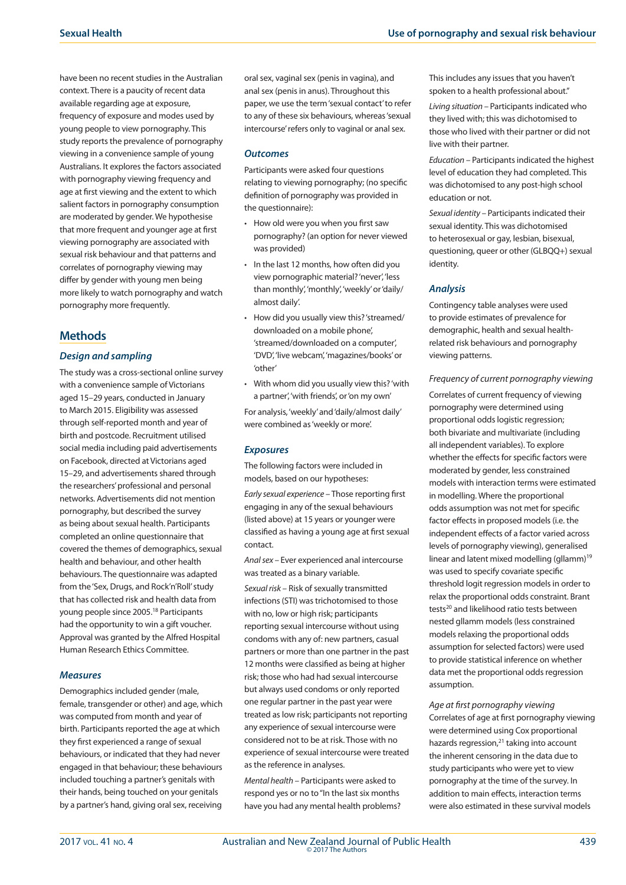have been no recent studies in the Australian context. There is a paucity of recent data available regarding age at exposure, frequency of exposure and modes used by young people to view pornography. This study reports the prevalence of pornography viewing in a convenience sample of young Australians. It explores the factors associated with pornography viewing frequency and age at first viewing and the extent to which salient factors in pornography consumption are moderated by gender. We hypothesise that more frequent and younger age at first viewing pornography are associated with sexual risk behaviour and that patterns and correlates of pornography viewing may differ by gender with young men being more likely to watch pornography and watch pornography more frequently.

## Methods

### Design and sampling

The study was a cross-sectional online survey with a convenience sample of Victorians aged 15–29 years, conducted in January to March 2015. Eligibility was assessed through self-reported month and year of birth and postcode. Recruitment utilised social media including paid advertisements on Facebook, directed at Victorians aged 15–29, and advertisements shared through the researchers' professional and personal networks. Advertisements did not mention pornography, but described the survey as being about sexual health. Participants completed an online questionnaire that covered the themes of demographics, sexual health and behaviour, and other health behaviours. The questionnaire was adapted from the 'Sex, Drugs, and Rock'n'Roll' study that has collected risk and health data from young people since 2005.[18] Participants had the opportunity to win a gift voucher. Approval was granted by the Alfred Hospital Human Research Ethics Committee.

### Measures

Demographics included gender (male, female, transgender or other) and age, which was computed from month and year of birth. Participants reported the age at which they first experienced a range of sexual behaviours, or indicated that they had never engaged in that behaviour; these behaviours included touching a partner's genitals with their hands, being touched on your genitals by a partner's hand, giving oral sex, receiving oral sex, vaginal sex (penis in vagina), and anal sex (penis in anus). Throughout this paper, we use the term 'sexual contact' to refer to any of these six behaviours, whereas 'sexual intercourse' refers only to vaginal or anal sex.

### Outcomes

Participants were asked four questions relating to viewing pornography; (no specific definition of pornography was provided in the questionnaire):

- How old were you when you first saw pornography? (an option for never viewed was provided)
- In the last 12 months, how often did you view pornographic material? 'never', 'less than monthly', 'monthly', 'weekly' or 'daily/almost daily'.
- How did you usually view this? 'streamed/downloaded on a mobile phone', 'streamed/downloaded on a computer', 'DVD', 'live webcam', 'magazines/books' or 'other'
- With whom did you usually view this? 'with a partner', 'with friends', or 'on my own'

For analysis, 'weekly' and 'daily/almost daily' were combined as 'weekly or more'.

### Exposures

The following factors were included in models, based on our hypotheses:

*Early sexual experience* – Those reporting first engaging in any of the sexual behaviours (listed above) at 15 years or younger were classified as having a young age at first sexual contact.

*Anal sex* – Ever experienced anal intercourse was treated as a binary variable.

*Sexual risk* – Risk of sexually transmitted infections (STI) was trichotomised to those with no, low or high risk; participants reporting sexual intercourse without using condoms with any of: new partners, casual partners or more than one partner in the past 12 months were classified as being at higher risk; those who had had sexual intercourse but always used condoms or only reported one regular partner in the past year were treated as low risk; participants not reporting any experience of sexual intercourse were considered not to be at risk. Those with no experience of sexual intercourse were treated as the reference in analyses.

*Mental health* – Participants were asked to respond yes or no to "In the last six months have you had any mental health problems? This includes any issues that you haven't spoken to a health professional about."

*Living situation* – Participants indicated who they lived with; this was dichotomised to those who lived with their partner or did not live with their partner.

*Education* – Participants indicated the highest level of education they had completed. This was dichotomised to any post-high school education or not.

*Sexual identity* – Participants indicated their sexual identity. This was dichotomised to heterosexual or gay, lesbian, bisexual, questioning, queer or other (GLBQQ+) sexual identity.

### Analysis

Contingency table analyses were used to provide estimates of prevalence for demographic, health and sexual health-related risk behaviours and pornography viewing patterns.

*Frequency of current pornography viewing*

Correlates of current frequency of viewing pornography were determined using proportional odds logistic regression; both bivariate and multivariate (including all independent variables). To explore whether the effects for specific factors were moderated by gender, less constrained models with interaction terms were estimated in modelling. Where the proportional odds assumption was not met for specific factor effects in proposed models (i.e. the independent effects of a factor varied across levels of pornography viewing), generalised linear and latent mixed modelling (gllamm)[19] was used to specify covariate specific threshold logit regression models in order to relax the proportional odds constraint. Brant tests[20] and likelihood ratio tests between nested gllamm models (less constrained models relaxing the proportional odds assumption for selected factors) were used to provide statistical inference on whether data met the proportional odds regression assumption.

*Age at first pornography viewing*

Correlates of age at first pornography viewing were determined using Cox proportional hazards regression,[21] taking into account the inherent censoring in the data due to study participants who were yet to view pornography at the time of the survey. In addition to main effects, interaction terms were also estimated in these survival models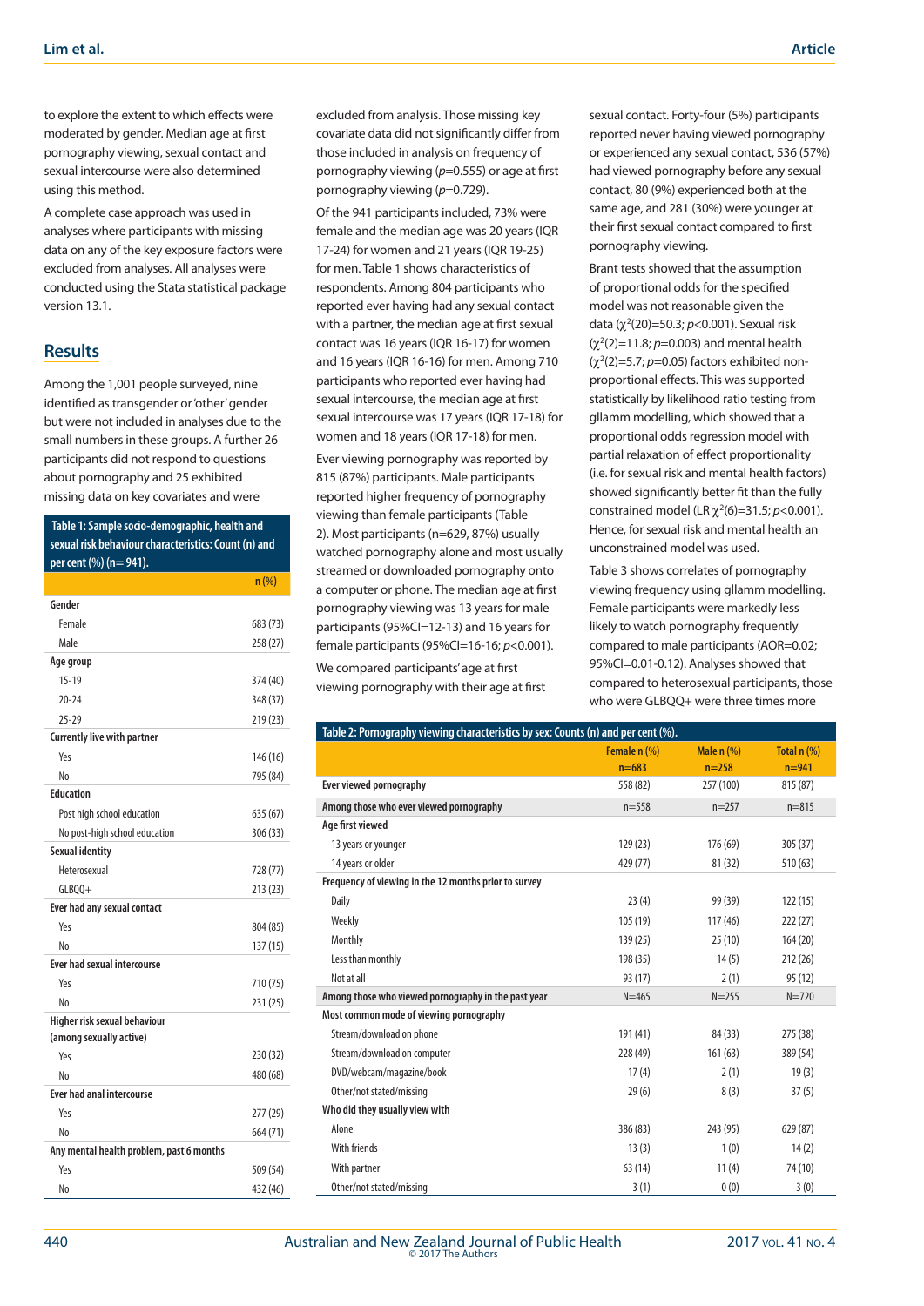to explore the extent to which effects were moderated by gender. Median age at first pornography viewing, sexual contact and sexual intercourse were also determined using this method.

A complete case approach was used in analyses where participants with missing data on any of the key exposure factors were excluded from analyses. All analyses were conducted using the Stata statistical package version 13.1.

## Results

Among the 1,001 people surveyed, nine identified as transgender or 'other' gender but were not included in analyses due to the small numbers in these groups. A further 26 participants did not respond to questions about pornography and 25 exhibited missing data on key covariates and were excluded from analysis. Those missing key covariate data did not significantly differ from those included in analysis on frequency of pornography viewing ($p$=0.555) or age at first pornography viewing ($p$=0.729).

Of the 941 participants included, 73% were female and the median age was 20 years (IQR 17-24) for women and 21 years (IQR 19-25) for men. Table 1 shows characteristics of respondents. Among 804 participants who reported ever having had any sexual contact with a partner, the median age at first sexual contact was 16 years (IQR 16-17) for women and 16 years (IQR 16-16) for men. Among 710 participants who reported ever having had sexual intercourse, the median age at first sexual intercourse was 17 years (IQR 17-18) for women and 18 years (IQR 17-18) for men.

Ever viewing pornography was reported by 815 (87%) participants. Male participants reported higher frequency of pornography viewing than female participants (Table 2). Most participants (n=629, 87%) usually watched pornography alone and most usually streamed or downloaded pornography onto a computer or phone. The median age at first pornography viewing was 13 years for male participants (95%CI=12-13) and 16 years for female participants (95%CI=16-16; $p$<0.001).

We compared participants' age at first viewing pornography with their age at first sexual contact. Forty-four (5%) participants reported never having viewed pornography or experienced any sexual contact, 536 (57%) had viewed pornography before any sexual contact, 80 (9%) experienced both at the same age, and 281 (30%) were younger at their first sexual contact compared to first pornography viewing.

Brant tests showed that the assumption of proportional odds for the specified model was not reasonable given the data ($\chi^2(20)=50.3$; $p$<0.001). Sexual risk ($\chi^2(2)=11.8$; $p$=0.003) and mental health ($\chi^2(2)=5.7$; $p$=0.05) factors exhibited non-proportional effects. This was supported statistically by likelihood ratio testing from gllamm modelling, which showed that a proportional odds regression model with partial relaxation of effect proportionality (i.e. for sexual risk and mental health factors) showed significantly better fit than the fully constrained model (LR $\chi^2(6)=31.5$; $p$<0.001). Hence, for sexual risk and mental health an unconstrained model was used.

Table 3 shows correlates of pornography viewing frequency using gllamm modelling. Female participants were markedly less likely to watch pornography frequently compared to male participants (AOR=0.02; 95%CI=0.01-0.12). Analyses showed that compared to heterosexual participants, those who were GLBQQ+ were three times more

**Table 1: Sample socio-demographic, health and sexual risk behaviour characteristics: Count (n) and per cent (%) (n= 941).**

| | n (%) |
|---|---|
| **Gender** | |
| Female | 683 (73) |
| Male | 258 (27) |
| **Age group** | |
| 15-19 | 374 (40) |
| 20-24 | 348 (37) |
| 25-29 | 219 (23) |
| **Currently live with partner** | |
| Yes | 146 (16) |
| No | 795 (84) |
| **Education** | |
| Post high school education | 635 (67) |
| No post-high school education | 306 (33) |
| **Sexual identity** | |
| Heterosexual | 728 (77) |
| GLBQQ+ | 213 (23) |
| **Ever had any sexual contact** | |
| Yes | 804 (85) |
| No | 137 (15) |
| **Ever had sexual intercourse** | |
| Yes | 710 (75) |
| No | 231 (25) |
| **Higher risk sexual behaviour (among sexually active)** | |
| Yes | 230 (32) |
| No | 480 (68) |
| **Ever had anal intercourse** | |
| Yes | 277 (29) |
| No | 664 (71) |
| **Any mental health problem, past 6 months** | |
| Yes | 509 (54) |
| No | 432 (46) |

**Table 2: Pornography viewing characteristics by sex: Counts (n) and per cent (%).**

| | Female n (%) n=683 | Male n (%) n=258 | Total n (%) n=941 |
|---|---|---|---|
| **Ever viewed pornography** | 558 (82) | 257 (100) | 815 (87) |
| **Among those who ever viewed pornography** | n=558 | n=257 | n=815 |
| **Age first viewed** | | | |
| 13 years or younger | 129 (23) | 176 (69) | 305 (37) |
| 14 years or older | 429 (77) | 81 (32) | 510 (63) |
| **Frequency of viewing in the 12 months prior to survey** | | | |
| Daily | 23 (4) | 99 (39) | 122 (15) |
| Weekly | 105 (19) | 117 (46) | 222 (27) |
| Monthly | 139 (25) | 25 (10) | 164 (20) |
| Less than monthly | 198 (35) | 14 (5) | 212 (26) |
| Not at all | 93 (17) | 2 (1) | 95 (12) |
| **Among those who viewed pornography in the past year** | N=465 | N=255 | N=720 |
| **Most common mode of viewing pornography** | | | |
| Stream/download on phone | 191 (41) | 84 (33) | 275 (38) |
| Stream/download on computer | 228 (49) | 161 (63) | 389 (54) |
| DVD/webcam/magazine/book | 17 (4) | 2 (1) | 19 (3) |
| Other/not stated/missing | 29 (6) | 8 (3) | 37 (5) |
| **Who did they usually view with** | | | |
| Alone | 386 (83) | 243 (95) | 629 (87) |
| With friends | 13 (3) | 1 (0) | 14 (2) |
| With partner | 63 (14) | 11 (4) | 74 (10) |
| Other/not stated/missing | 3 (1) | 0 (0) | 3 (0) |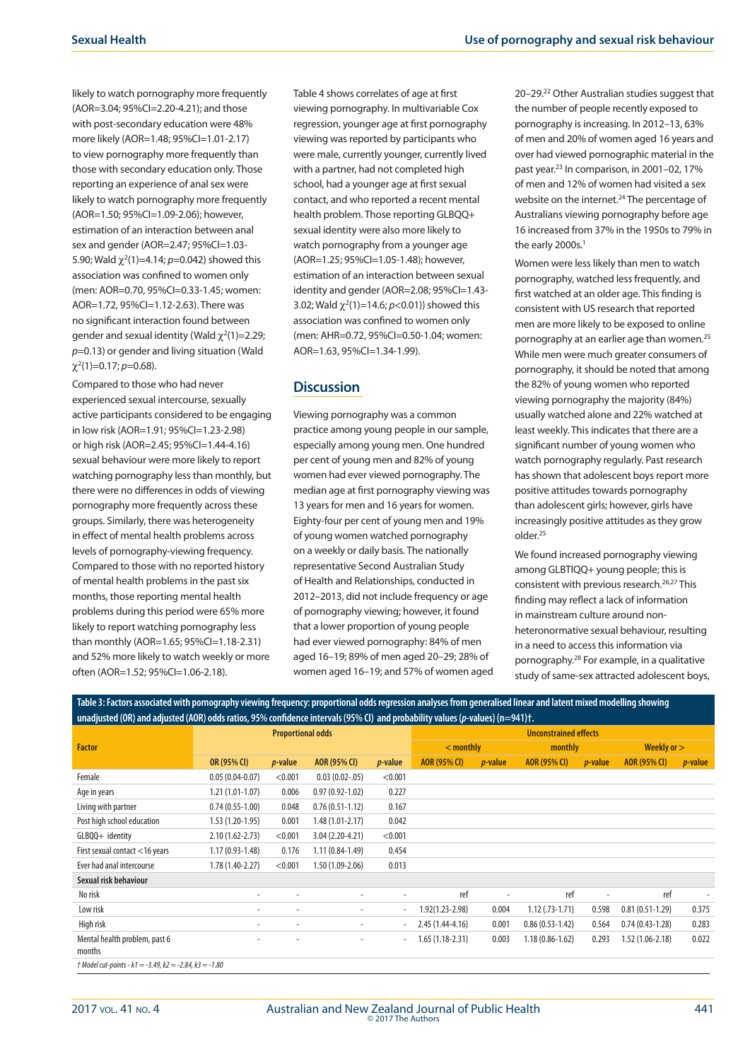likely to watch pornography more frequently (AOR=3.04; 95%CI=2.20-4.21); and those with post-secondary education were 48% more likely (AOR=1.48; 95%CI=1.01-2.17) to view pornography more frequently than those with secondary education only. Those reporting an experience of anal sex were likely to watch pornography more frequently (AOR=1.50; 95%CI=1.09-2.06); however, estimation of an interaction between anal sex and gender (AOR=2.47; 95%CI=1.03-5.90; Wald $\chi^2(1)$=4.14; $p$=0.042) showed this association was confined to women only (men: AOR=0.70, 95%CI=0.33-1.45; women: AOR=1.72, 95%CI=1.12-2.63). There was no significant interaction found between gender and sexual identity (Wald $\chi^2(1)$=2.29; $p$=0.13) or gender and living situation (Wald $\chi^2(1)$=0.17; $p$=0.68).

Compared to those who had never experienced sexual intercourse, sexually active participants considered to be engaging in low risk (AOR=1.91; 95%CI=1.23-2.98) or high risk (AOR=2.45; 95%CI=1.44-4.16) sexual behaviour were more likely to report watching pornography less than monthly, but there were no differences in odds of viewing pornography more frequently across these groups. Similarly, there was heterogeneity in effect of mental health problems across levels of pornography-viewing frequency. Compared to those with no reported history of mental health problems in the past six months, those reporting mental health problems during this period were 65% more likely to report watching pornography less than monthly (AOR=1.65; 95%CI=1.18-2.31) and 52% more likely to watch weekly or more often (AOR=1.52; 95%CI=1.06-2.18).

Table 4 shows correlates of age at first viewing pornography. In multivariable Cox regression, younger age at first pornography viewing was reported by participants who were male, currently younger, currently lived with a partner, had not completed high school, had a younger age at first sexual contact, and who reported a recent mental health problem. Those reporting GLBQQ+ sexual identity were also more likely to watch pornography from a younger age (AOR=1.25; 95%CI=1.05-1.48); however, estimation of an interaction between sexual identity and gender (AOR=2.08; 95%CI=1.43-3.02; Wald $\chi^2(1)$=14.6; $p$<0.01)) showed this association was confined to women only (men: AHR=0.72, 95%CI=0.50-1.04; women: AOR=1.63, 95%CI=1.34-1.99).

## Discussion

Viewing pornography was a common practice among young people in our sample, especially among young men. One hundred per cent of young men and 82% of young women had ever viewed pornography. The median age at first pornography viewing was 13 years for men and 16 years for women. Eighty-four per cent of young men and 19% of young women watched pornography on a weekly or daily basis. The nationally representative Second Australian Study of Health and Relationships, conducted in 2012–2013, did not include frequency or age of pornography viewing; however, it found that a lower proportion of young people had ever viewed pornography: 84% of men aged 16–19; 89% of men aged 20–29; 28% of women aged 16–19; and 57% of women aged 20–29.[22] Other Australian studies suggest that the number of people recently exposed to pornography is increasing. In 2012–13, 63% of men and 20% of women aged 16 years and over had viewed pornographic material in the past year.[23] In comparison, in 2001–02, 17% of men and 12% of women had visited a sex website on the internet.[24] The percentage of Australians viewing pornography before age 16 increased from 37% in the 1950s to 79% in the early 2000s.[1]

Women were less likely than men to watch pornography, watched less frequently, and first watched at an older age. This finding is consistent with US research that reported men are more likely to be exposed to online pornography at an earlier age than women.[25] While men were much greater consumers of pornography, it should be noted that among the 82% of young women who reported viewing pornography the majority (84%) usually watched alone and 22% watched at least weekly. This indicates that there are a significant number of young women who watch pornography regularly. Past research has shown that adolescent boys report more positive attitudes towards pornography than adolescent girls; however, girls have increasingly positive attitudes as they grow older.[25]

We found increased pornography viewing among GLBTIQQ+ young people; this is consistent with previous research.[26,27] This finding may reflect a lack of information in mainstream culture around non-heteronormative sexual behaviour, resulting in a need to access this information via pornography.[28] For example, in a qualitative study of same-sex attracted adolescent boys,

**Table 3: Factors associated with pornography viewing frequency: proportional odds regression analyses from generalised linear and latent mixed modelling showing unadjusted (OR) and adjusted (AOR) odds ratios, 95% confidence intervals (95% CI) and probability values ($p$-values) (n=941)†.**

| Factor | Proportional odds | | | | Unconstrained effects | | | | | |
|---|---|---|---|---|---|---|---|---|---|---|
| | | | | | < monthly | | monthly | | Weekly or > | |
| | OR (95% CI) | $p$-value | AOR (95% CI) | $p$-value | AOR (95% CI) | $p$-value | AOR (95% CI) | $p$-value | AOR (95% CI) | $p$-value |
| Female | 0.05 (0.04-0.07) | <0.001 | 0.03 (0.02-.05) | <0.001 | | | | | | |
| Age in years | 1.21 (1.01-1.07) | 0.006 | 0.97 (0.92-1.02) | 0.227 | | | | | | |
| Living with partner | 0.74 (0.55-1.00) | 0.048 | 0.76 (0.51-1.12) | 0.167 | | | | | | |
| Post high school education | 1.53 (1.20-1.95) | 0.001 | 1.48 (1.01-2.17) | 0.042 | | | | | | |
| GLBQQ+ identity | 2.10 (1.62-2.73) | <0.001 | 3.04 (2.20-4.21) | <0.001 | | | | | | |
| First sexual contact <16 years | 1.17 (0.93-1.48) | 0.176 | 1.11 (0.84-1.49) | 0.454 | | | | | | |
| Ever had anal intercourse | 1.78 (1.40-2.27) | <0.001 | 1.50 (1.09-2.06) | 0.013 | | | | | | |
| **Sexual risk behaviour** | | | | | | | | | | |
| No risk | - | - | - | - | ref | - | ref | - | ref | - |
| Low risk | - | - | - | - | 1.92(1.23-2.98) | 0.004 | 1.12 (.73-1.71) | 0.598 | 0.81 (0.51-1.29) | 0.375 |
| High risk | - | - | - | - | 2.45 (1.44-4.16) | 0.001 | 0.86 (0.53-1.42) | 0.564 | 0.74 (0.43-1.28) | 0.283 |
| Mental health problem, past 6 months | - | - | - | - | 1.65 (1.18-2.31) | 0.003 | 1.18 (0.86-1.62) | 0.293 | 1.52 (1.06-2.18) | 0.022 |

*† Model cut-points - k1 = -3.49, k2 = -2.84, k3 = -1.80*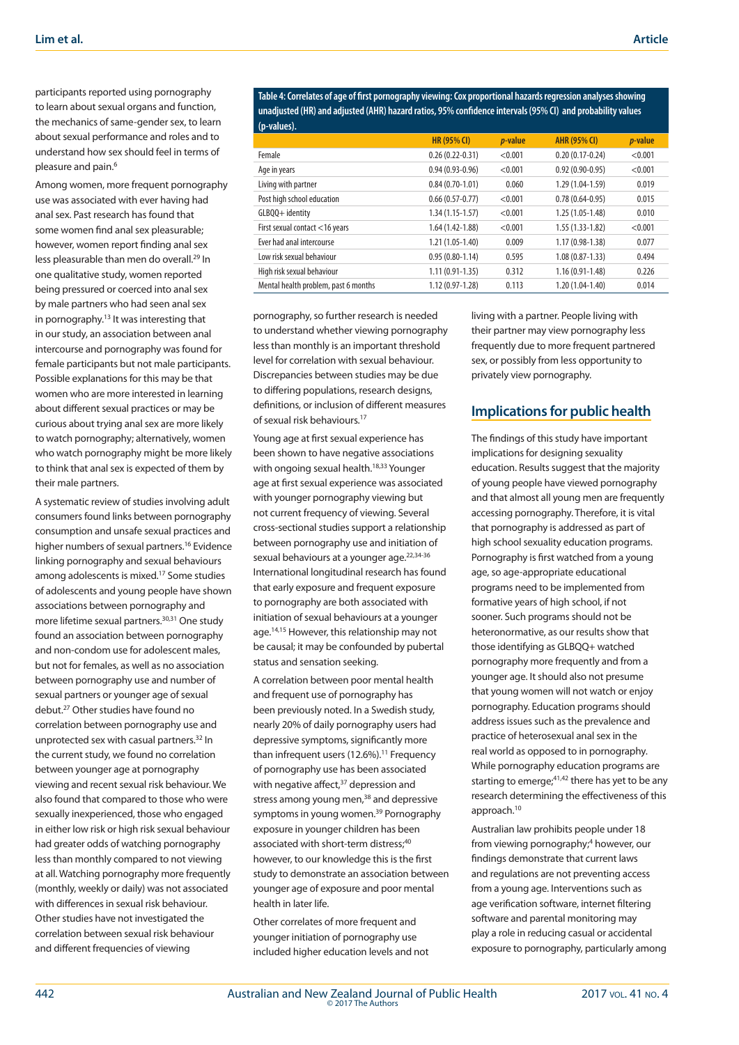participants reported using pornography to learn about sexual organs and function, the mechanics of same-gender sex, to learn about sexual performance and roles and to understand how sex should feel in terms of pleasure and pain.[6]

Among women, more frequent pornography use was associated with ever having had anal sex. Past research has found that some women find anal sex pleasurable; however, women report finding anal sex less pleasurable than men do overall.[29] In one qualitative study, women reported being pressured or coerced into anal sex by male partners who had seen anal sex in pornography.[13] It was interesting that in our study, an association between anal intercourse and pornography was found for female participants but not male participants. Possible explanations for this may be that women who are more interested in learning about different sexual practices or may be curious about trying anal sex are more likely to watch pornography; alternatively, women who watch pornography might be more likely to think that anal sex is expected of them by their male partners.

A systematic review of studies involving adult consumers found links between pornography consumption and unsafe sexual practices and higher numbers of sexual partners.[16] Evidence linking pornography and sexual behaviours among adolescents is mixed.[17] Some studies of adolescents and young people have shown associations between pornography and more lifetime sexual partners.[30,31] One study found an association between pornography and non-condom use for adolescent males, but not for females, as well as no association between pornography use and number of sexual partners or younger age of sexual debut.[27] Other studies have found no correlation between pornography use and unprotected sex with casual partners.[32] In the current study, we found no correlation between younger age at pornography viewing and recent sexual risk behaviour. We also found that compared to those who were sexually inexperienced, those who engaged in either low risk or high risk sexual behaviour had greater odds of watching pornography less than monthly compared to not viewing at all. Watching pornography more frequently (monthly, weekly or daily) was not associated with differences in sexual risk behaviour. Other studies have not investigated the correlation between sexual risk behaviour and different frequencies of viewing pornography, so further research is needed to understand whether viewing pornography less than monthly is an important threshold level for correlation with sexual behaviour. Discrepancies between studies may be due to differing populations, research designs, definitions, or inclusion of different measures of sexual risk behaviours.[17]

**Table 4: Correlates of age of first pornography viewing: Cox proportional hazards regression analyses showing unadjusted (HR) and adjusted (AHR) hazard ratios, 95% confidence intervals (95% CI) and probability values (p-values).**

| | HR (95% CI) | *p*-value | AHR (95% CI) | *p*-value |
|---|---|---|---|---|
| Female | 0.26 (0.22-0.31) | <0.001 | 0.20 (0.17-0.24) | <0.001 |
| Age in years | 0.94 (0.93-0.96) | <0.001 | 0.92 (0.90-0.95) | <0.001 |
| Living with partner | 0.84 (0.70-1.01) | 0.060 | 1.29 (1.04-1.59) | 0.019 |
| Post high school education | 0.66 (0.57-0.77) | <0.001 | 0.78 (0.64-0.95) | 0.015 |
| GLBQQ+ identity | 1.34 (1.15-1.57) | <0.001 | 1.25 (1.05-1.48) | 0.010 |
| First sexual contact <16 years | 1.64 (1.42-1.88) | <0.001 | 1.55 (1.33-1.82) | <0.001 |
| Ever had anal intercourse | 1.21 (1.05-1.40) | 0.009 | 1.17 (0.98-1.38) | 0.077 |
| Low risk sexual behaviour | 0.95 (0.80-1.14) | 0.595 | 1.08 (0.87-1.33) | 0.494 |
| High risk sexual behaviour | 1.11 (0.91-1.35) | 0.312 | 1.16 (0.91-1.48) | 0.226 |
| Mental health problem, past 6 months | 1.12 (0.97-1.28) | 0.113 | 1.20 (1.04-1.40) | 0.014 |

Young age at first sexual experience has been shown to have negative associations with ongoing sexual health.[18,33] Younger age at first sexual experience was associated with younger pornography viewing but not current frequency of viewing. Several cross-sectional studies support a relationship between pornography use and initiation of sexual behaviours at a younger age.[22,34-36] International longitudinal research has found that early exposure and frequent exposure to pornography are both associated with initiation of sexual behaviours at a younger age.[14,15] However, this relationship may not be causal; it may be confounded by pubertal status and sensation seeking.

A correlation between poor mental health and frequent use of pornography has been previously noted. In a Swedish study, nearly 20% of daily pornography users had depressive symptoms, significantly more than infrequent users (12.6%).[11] Frequency of pornography use has been associated with negative affect,[37] depression and stress among young men,[38] and depressive symptoms in young women.[39] Pornography exposure in younger children has been associated with short-term distress;[40] however, to our knowledge this is the first study to demonstrate an association between younger age of exposure and poor mental health in later life.

Other correlates of more frequent and younger initiation of pornography use included higher education levels and not living with a partner. People living with their partner may view pornography less frequently due to more frequent partnered sex, or possibly from less opportunity to privately view pornography.

## Implications for public health

The findings of this study have important implications for designing sexuality education. Results suggest that the majority of young people have viewed pornography and that almost all young men are frequently accessing pornography. Therefore, it is vital that pornography is addressed as part of high school sexuality education programs. Pornography is first watched from a young age, so age-appropriate educational programs need to be implemented from formative years of high school, if not sooner. Such programs should not be heteronormative, as our results show that those identifying as GLBQQ+ watched pornography more frequently and from a younger age. It should also not presume that young women will not watch or enjoy pornography. Education programs should address issues such as the prevalence and practice of heterosexual anal sex in the real world as opposed to in pornography. While pornography education programs are starting to emerge;[41,42] there has yet to be any research determining the effectiveness of this approach.[10]

Australian law prohibits people under 18 from viewing pornography;[4] however, our findings demonstrate that current laws and regulations are not preventing access from a young age. Interventions such as age verification software, internet filtering software and parental monitoring may play a role in reducing casual or accidental exposure to pornography, particularly among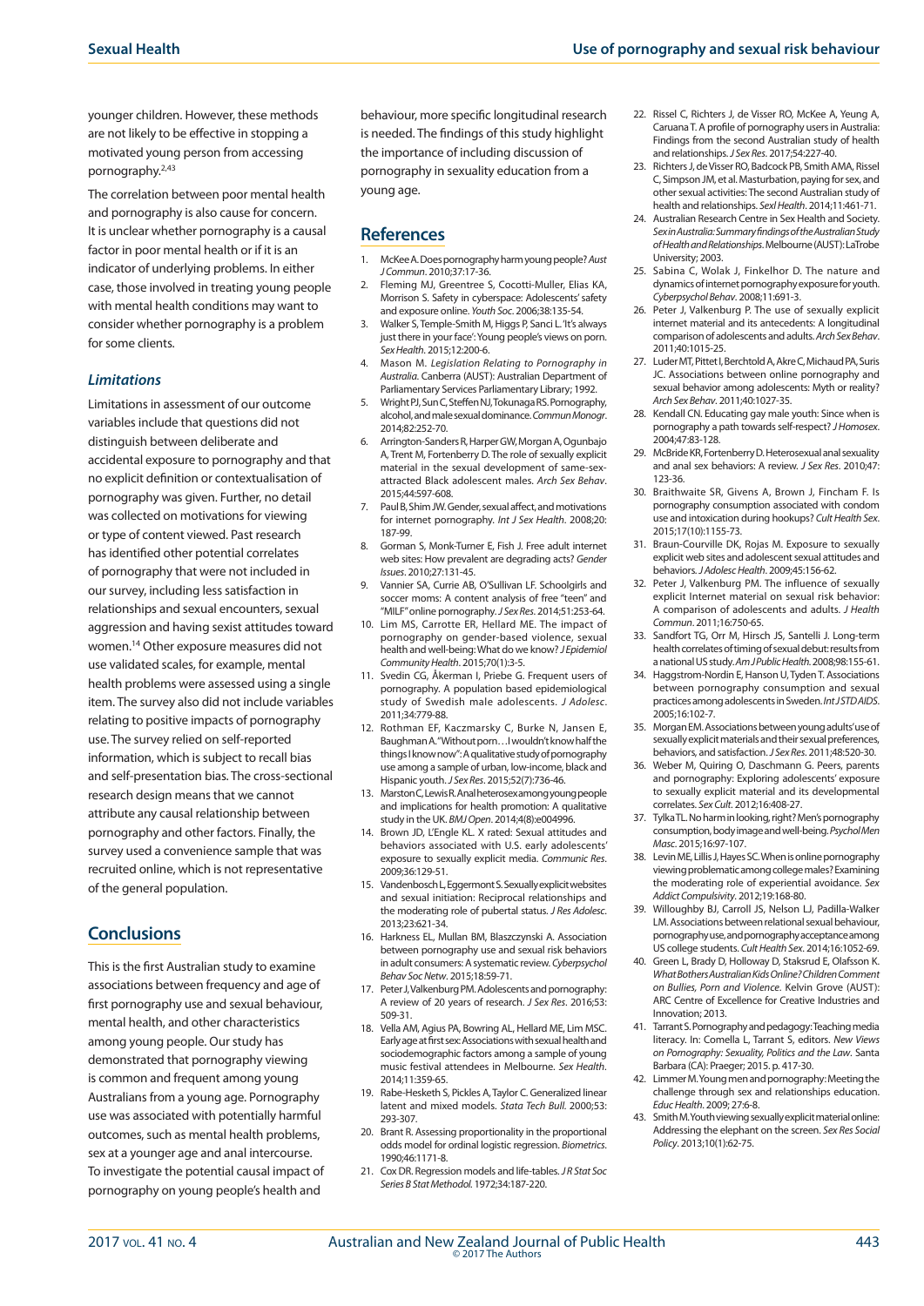younger children. However, these methods are not likely to be effective in stopping a motivated young person from accessing pornography.[2,43]

The correlation between poor mental health and pornography is also cause for concern. It is unclear whether pornography is a causal factor in poor mental health or if it is an indicator of underlying problems. In either case, those involved in treating young people with mental health conditions may want to consider whether pornography is a problem for some clients.

### *Limitations*

Limitations in assessment of our outcome variables include that questions did not distinguish between deliberate and accidental exposure to pornography and that no explicit definition or contextualisation of pornography was given. Further, no detail was collected on motivations for viewing or type of content viewed. Past research has identified other potential correlates of pornography that were not included in our survey, including less satisfaction in relationships and sexual encounters, sexual aggression and having sexist attitudes toward women.[14] Other exposure measures did not use validated scales, for example, mental health problems were assessed using a single item. The survey also did not include variables relating to positive impacts of pornography use. The survey relied on self-reported information, which is subject to recall bias and self-presentation bias. The cross-sectional research design means that we cannot attribute any causal relationship between pornography and other factors. Finally, the survey used a convenience sample that was recruited online, which is not representative of the general population.

## Conclusions

This is the first Australian study to examine associations between frequency and age of first pornography use and sexual behaviour, mental health, and other characteristics among young people. Our study has demonstrated that pornography viewing is common and frequent among young Australians from a young age. Pornography use was associated with potentially harmful outcomes, such as mental health problems, sex at a younger age and anal intercourse. To investigate the potential causal impact of pornography on young people's health and behaviour, more specific longitudinal research is needed. The findings of this study highlight the importance of including discussion of pornography in sexuality education from a young age.

## References

1. McKee A. Does pornography harm young people? *Aust J Commun*. 2010;37:17-36.
2. Fleming MJ, Greentree S, Cocotti-Muller, Elias KA, Morrison S. Safety in cyberspace: Adolescents' safety and exposure online. *Youth Soc*. 2006;38:135-54.
3. Walker S, Temple-Smith M, Higgs P, Sanci L. 'It's always just there in your face': Young people's views on porn. *Sex Health*. 2015;12:200-6.
4. Mason M. *Legislation Relating to Pornography in Australia*. Canberra (AUST): Australian Department of Parliamentary Services Parliamentary Library; 1992.
5. Wright PJ, Sun C, Steffen NJ, Tokunaga RS. Pornography, alcohol, and male sexual dominance. *Commun Monogr*. 2014;82:252-70.
6. Arrington-Sanders R, Harper GW, Morgan A, Ogunbajo A, Trent M, Fortenberry D. The role of sexually explicit material in the sexual development of same-sex-attracted Black adolescent males. *Arch Sex Behav*. 2015;44:597-608.
7. Paul B, Shim JW. Gender, sexual affect, and motivations for internet pornography. *Int J Sex Health*. 2008;20:187-99.
8. Gorman S, Monk-Turner E, Fish J. Free adult internet web sites: How prevalent are degrading acts? *Gender Issues*. 2010;27:131-45.
9. Vannier SA, Currie AB, O'Sullivan LF. Schoolgirls and soccer moms: A content analysis of free "teen" and "MILF" online pornography. *J Sex Res*. 2014;51:253-64.
10. Lim MS, Carrotte ER, Hellard ME. The impact of pornography on gender-based violence, sexual health and well-being: What do we know? *J Epidemiol Community Health*. 2015;70(1):3-5.
11. Svedin CG, Åkerman I, Priebe G. Frequent users of pornography. A population based epidemiological study of Swedish male adolescents. *J Adolesc*. 2011;34:779-88.
12. Rothman EF, Kaczmarsky C, Burke N, Jansen E, Baughman A. "Without porn…I wouldn't know half the things I know now": A qualitative study of pornography use among a sample of urban, low-income, black and Hispanic youth. *J Sex Res*. 2015;52(7):736-46.
13. Marston C, Lewis R. Anal heterosex among young people and implications for health promotion: A qualitative study in the UK. *BMJ Open*. 2014;4(8):e004996.
14. Brown JD, L'Engle KL. X rated: Sexual attitudes and behaviors associated with U.S. early adolescents' exposure to sexually explicit media. *Communic Res*. 2009;36:129-51.
15. Vandenbosch L, Eggermont S. Sexually explicit websites and sexual initiation: Reciprocal relationships and the moderating role of pubertal status. *J Res Adolesc*. 2013;23:621-34.
16. Harkness EL, Mullan BM, Blaszczynski A. Association between pornography use and sexual risk behaviors in adult consumers: A systematic review. *Cyberpsychol Behav Soc Netw*. 2015;18:59-71.
17. Peter J, Valkenburg PM. Adolescents and pornography: A review of 20 years of research. *J Sex Res*. 2016;53:509-31.
18. Vella AM, Agius PA, Bowring AL, Hellard ME, Lim MSC. Early age at first sex: Associations with sexual health and sociodemographic factors among a sample of young music festival attendees in Melbourne. *Sex Health*. 2014;11:359-65.
19. Rabe-Hesketh S, Pickles A, Taylor C. Generalized linear latent and mixed models. *Stata Tech Bull*. 2000;53:293-307.
20. Brant R. Assessing proportionality in the proportional odds model for ordinal logistic regression. *Biometrics*. 1990;46:1171-8.
21. Cox DR. Regression models and life-tables. *J R Stat Soc Series B Stat Methodol*. 1972;34:187-220.
22. Rissel C, Richters J, de Visser RO, McKee A, Yeung A, Caruana T. A profile of pornography users in Australia: Findings from the second Australian study of health and relationships. *J Sex Res*. 2017;54:227-40.
23. Richters J, de Visser RO, Badcock PB, Smith AMA, Rissel C, Simpson JM, et al. Masturbation, paying for sex, and other sexual activities: The second Australian study of health and relationships. *Sexl Health*. 2014;11:461-71.
24. Australian Research Centre in Sex Health and Society. *Sex in Australia: Summary findings of the Australian Study of Health and Relationships*. Melbourne (AUST): LaTrobe University; 2003.
25. Sabina C, Wolak J, Finkelhor D. The nature and dynamics of internet pornography exposure for youth. *Cyberpsychol Behav*. 2008;11:691-3.
26. Peter J, Valkenburg P. The use of sexually explicit internet material and its antecedents: A longitudinal comparison of adolescents and adults. *Arch Sex Behav*. 2011;40:1015-25.
27. Luder MT, Pittet I, Berchtold A, Akre C, Michaud PA, Suris JC. Associations between online pornography and sexual behavior among adolescents: Myth or reality? *Arch Sex Behav*. 2011;40:1027-35.
28. Kendall CN. Educating gay male youth: Since when is pornography a path towards self-respect? *J Homosex*. 2004;47:83-128.
29. McBride KR, Fortenberry D. Heterosexual anal sexuality and anal sex behaviors: A review. *J Sex Res*. 2010;47:123-36.
30. Braithwaite SR, Givens A, Brown J, Fincham F. Is pornography consumption associated with condom use and intoxication during hookups? *Cult Health Sex*. 2015;17(10):1155-73.
31. Braun-Courville DK, Rojas M. Exposure to sexually explicit web sites and adolescent sexual attitudes and behaviors. *J Adolesc Health*. 2009;45:156-62.
32. Peter J, Valkenburg PM. The influence of sexually explicit Internet material on sexual risk behavior: A comparison of adolescents and adults. *J Health Commun*. 2011;16:750-65.
33. Sandfort TG, Orr M, Hirsch JS, Santelli J. Long-term health correlates of timing of sexual debut: results from a national US study. *Am J Public Health*. 2008;98:155-61.
34. Haggstrom-Nordin E, Hanson U, Tyden T. Associations between pornography consumption and sexual practices among adolescents in Sweden. *Int J STD AIDS*. 2005;16:102-7.
35. Morgan EM. Associations between young adults' use of sexually explicit materials and their sexual preferences, behaviors, and satisfaction. *J Sex Res*. 2011;48:520-30.
36. Weber M, Quiring O, Daschmann G. Peers, parents and pornography: Exploring adolescents' exposure to sexually explicit material and its developmental correlates. *Sex Cult*. 2012;16:408-27.
37. Tylka TL. No harm in looking, right? Men's pornography consumption, body image and well-being. *Psychol Men Masc*. 2015;16:97-107.
38. Levin ME, Lillis J, Hayes SC. When is online pornography viewing problematic among college males? Examining the moderating role of experiential avoidance. *Sex Addict Compulsivity*. 2012;19:168-80.
39. Willoughby BJ, Carroll JS, Nelson LJ, Padilla-Walker LM. Associations between relational sexual behaviour, pornography use, and pornography acceptance among US college students. *Cult Health Sex*. 2014;16:1052-69.
40. Green L, Brady D, Holloway D, Staksrud E, Olafsson K. *What Bothers Australian Kids Online? Children Comment on Bullies, Porn and Violence*. Kelvin Grove (AUST): ARC Centre of Excellence for Creative Industries and Innovation; 2013.
41. Tarrant S. Pornography and pedagogy: Teaching media literacy. In: Comella L, Tarrant S, editors. *New Views on Pornography: Sexuality, Politics and the Law*. Santa Barbara (CA): Praeger; 2015. p. 417-30.
42. Limmer M. Young men and pornography: Meeting the challenge through sex and relationships education. *Educ Health*. 2009;27:6-8.
43. Smith M. Youth viewing sexually explicit material online: Addressing the elephant on the screen. *Sex Res Social Policy*. 2013;10(1):62-75.